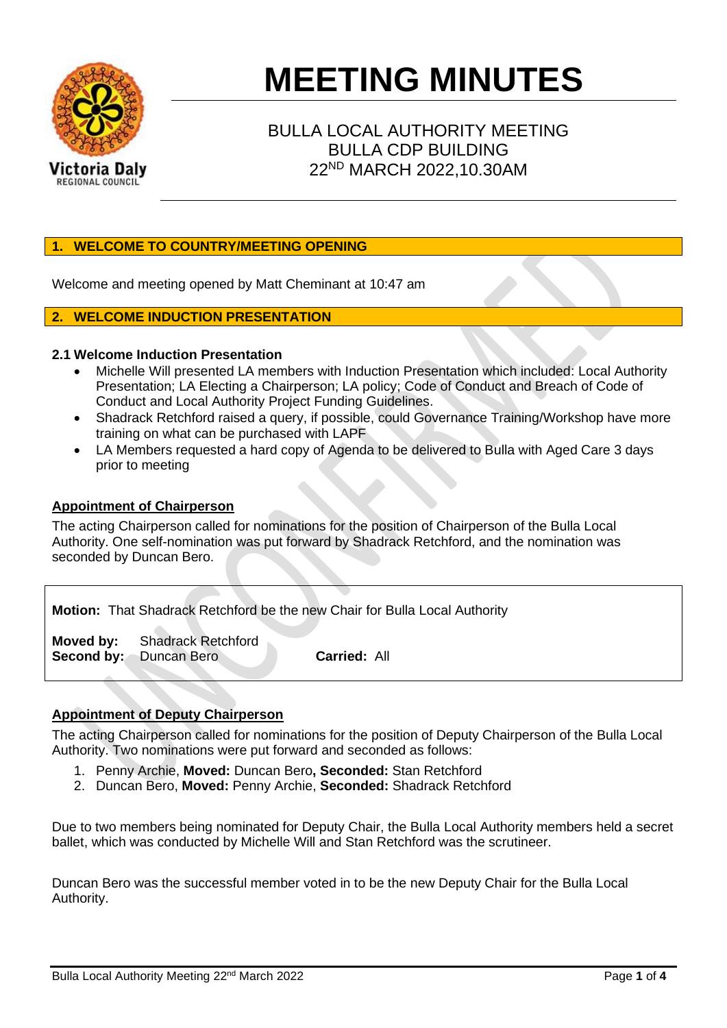# MEETING MINUTES

## BULLA LOCAL AUTHORITY MEETING
## BULLA CDP BUILDING
## 22ND MARCH 2022,10.30AM

## 1. WELCOME TO COUNTRY/MEETING OPENING

Welcome and meeting opened by Matt Cheminant at 10:47 am

## 2. WELCOME INDUCTION PRESENTATION

### 2.1 Welcome Induction Presentation

- Michelle Will presented LA members with Induction Presentation which included: Local Authority Presentation; LA Electing a Chairperson; LA policy; Code of Conduct and Breach of Code of Conduct and Local Authority Project Funding Guidelines.
- Shadrack Retchford raised a query, if possible, could Governance Training/Workshop have more training on what can be purchased with LAPF
- LA Members requested a hard copy of Agenda to be delivered to Bulla with Aged Care 3 days prior to meeting

**Appointment of Chairperson**

The acting Chairperson called for nominations for the position of Chairperson of the Bulla Local Authority. One self-nomination was put forward by Shadrack Retchford, and the nomination was seconded by Duncan Bero.

**Motion:** That Shadrack Retchford be the new Chair for Bulla Local Authority

**Moved by:** Shadrack Retchford
**Second by:** Duncan Bero **Carried:** All

**Appointment of Deputy Chairperson**

The acting Chairperson called for nominations for the position of Deputy Chairperson of the Bulla Local Authority. Two nominations were put forward and seconded as follows:

1. Penny Archie, **Moved:** Duncan Bero**, Seconded:** Stan Retchford
2. Duncan Bero, **Moved:** Penny Archie, **Seconded:** Shadrack Retchford

Due to two members being nominated for Deputy Chair, the Bulla Local Authority members held a secret ballet, which was conducted by Michelle Will and Stan Retchford was the scrutineer.

Duncan Bero was the successful member voted in to be the new Deputy Chair for the Bulla Local Authority.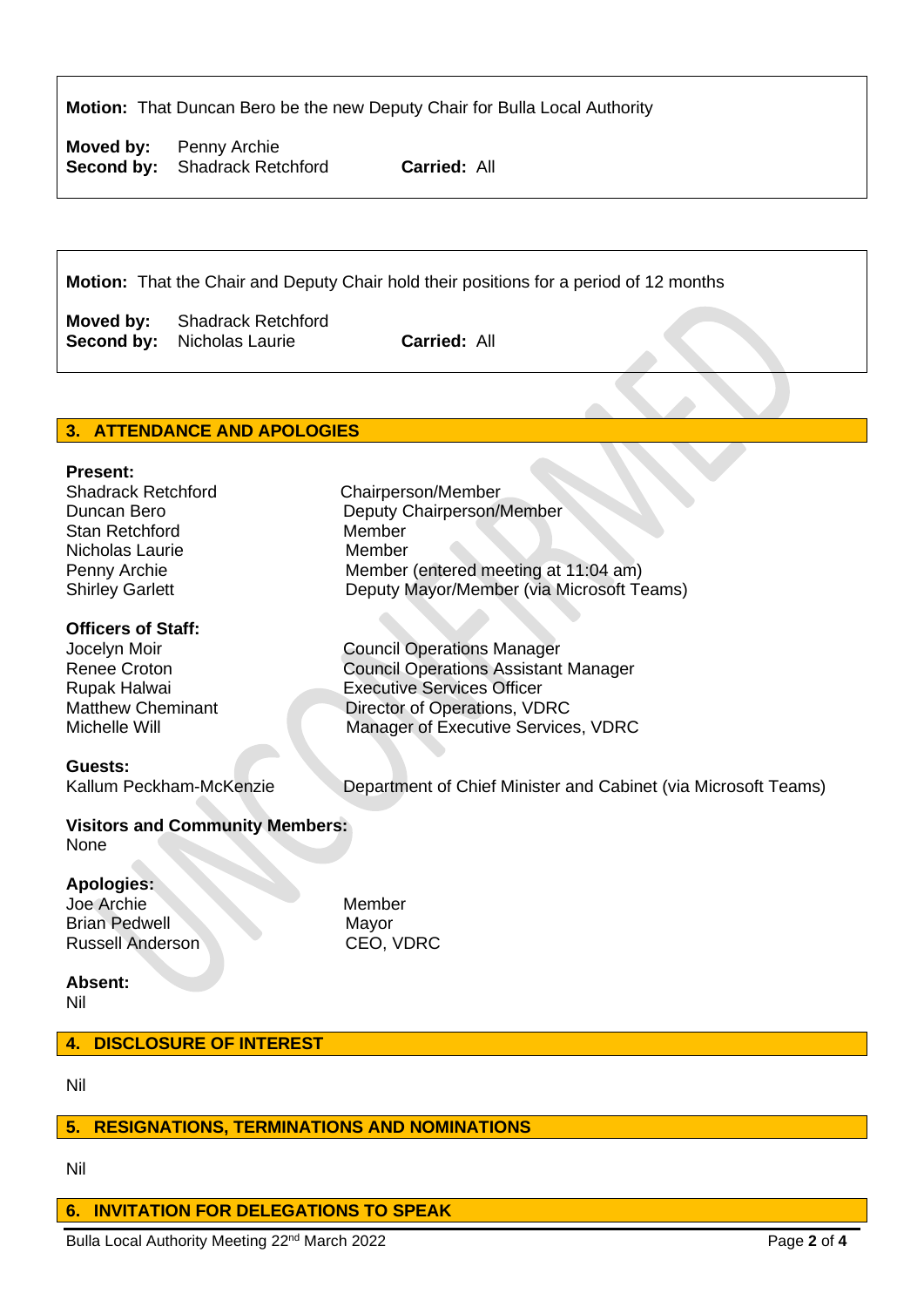**Motion:** That Duncan Bero be the new Deputy Chair for Bulla Local Authority

**Moved by:** Penny Archie
**Second by:** Shadrack Retchford **Carried:** All

**Motion:** That the Chair and Deputy Chair hold their positions for a period of 12 months

**Moved by:** Shadrack Retchford
**Second by:** Nicholas Laurie **Carried:** All

## 3. ATTENDANCE AND APOLOGIES

**Present:**

| | |
|---|---|
| Shadrack Retchford | Chairperson/Member |
| Duncan Bero | Deputy Chairperson/Member |
| Stan Retchford | Member |
| Nicholas Laurie | Member |
| Penny Archie | Member (entered meeting at 11:04 am) |
| Shirley Garlett | Deputy Mayor/Member (via Microsoft Teams) |

**Officers of Staff:**

| | |
|---|---|
| Jocelyn Moir | Council Operations Manager |
| Renee Croton | Council Operations Assistant Manager |
| Rupak Halwai | Executive Services Officer |
| Matthew Cheminant | Director of Operations, VDRC |
| Michelle Will | Manager of Executive Services, VDRC |

**Guests:**

Kallum Peckham-McKenzie — Department of Chief Minister and Cabinet (via Microsoft Teams)

**Visitors and Community Members:**

None

**Apologies:**

| | |
|---|---|
| Joe Archie | Member |
| Brian Pedwell | Mayor |
| Russell Anderson | CEO, VDRC |

**Absent:**

Nil

## 4. DISCLOSURE OF INTEREST

Nil

## 5. RESIGNATIONS, TERMINATIONS AND NOMINATIONS

Nil

## 6. INVITATION FOR DELEGATIONS TO SPEAK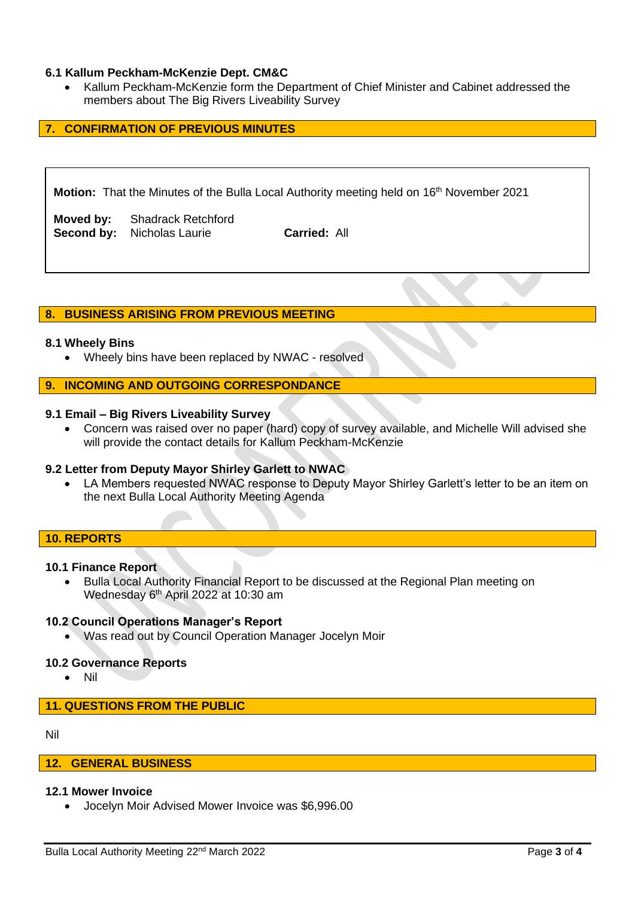### 6.1 Kallum Peckham-McKenzie Dept. CM&C

- Kallum Peckham-McKenzie form the Department of Chief Minister and Cabinet addressed the members about The Big Rivers Liveability Survey

## 7. CONFIRMATION OF PREVIOUS MINUTES

**Motion:** That the Minutes of the Bulla Local Authority meeting held on 16th November 2021

**Moved by:** Shadrack Retchford
**Second by:** Nicholas Laurie **Carried:** All

## 8. BUSINESS ARISING FROM PREVIOUS MEETING

### 8.1 Wheely Bins

- Wheely bins have been replaced by NWAC - resolved

## 9. INCOMING AND OUTGOING CORRESPONDANCE

### 9.1 Email – Big Rivers Liveability Survey

- Concern was raised over no paper (hard) copy of survey available, and Michelle Will advised she will provide the contact details for Kallum Peckham-McKenzie

### 9.2 Letter from Deputy Mayor Shirley Garlett to NWAC

- LA Members requested NWAC response to Deputy Mayor Shirley Garlett's letter to be an item on the next Bulla Local Authority Meeting Agenda

## 10. REPORTS

### 10.1 Finance Report

- Bulla Local Authority Financial Report to be discussed at the Regional Plan meeting on Wednesday 6th April 2022 at 10:30 am

### 10.2 Council Operations Manager's Report

- Was read out by Council Operation Manager Jocelyn Moir

### 10.2 Governance Reports

- Nil

## 11. QUESTIONS FROM THE PUBLIC

Nil

## 12. GENERAL BUSINESS

### 12.1 Mower Invoice

- Jocelyn Moir Advised Mower Invoice was $6,996.00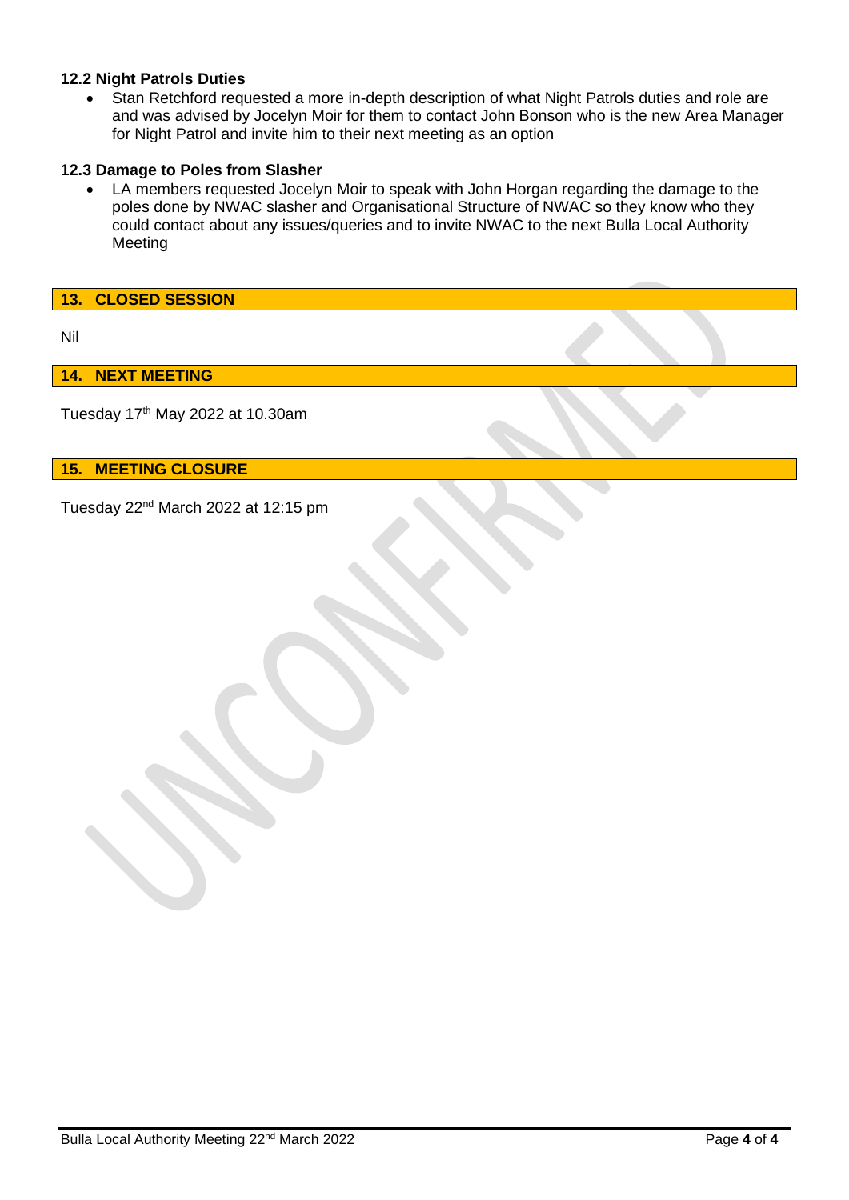### 12.2 Night Patrols Duties

- Stan Retchford requested a more in-depth description of what Night Patrols duties and role are and was advised by Jocelyn Moir for them to contact John Bonson who is the new Area Manager for Night Patrol and invite him to their next meeting as an option

### 12.3 Damage to Poles from Slasher

- LA members requested Jocelyn Moir to speak with John Horgan regarding the damage to the poles done by NWAC slasher and Organisational Structure of NWAC so they know who they could contact about any issues/queries and to invite NWAC to the next Bulla Local Authority Meeting

## 13. CLOSED SESSION

Nil

## 14. NEXT MEETING

Tuesday 17th May 2022 at 10.30am

## 15. MEETING CLOSURE

Tuesday 22nd March 2022 at 12:15 pm